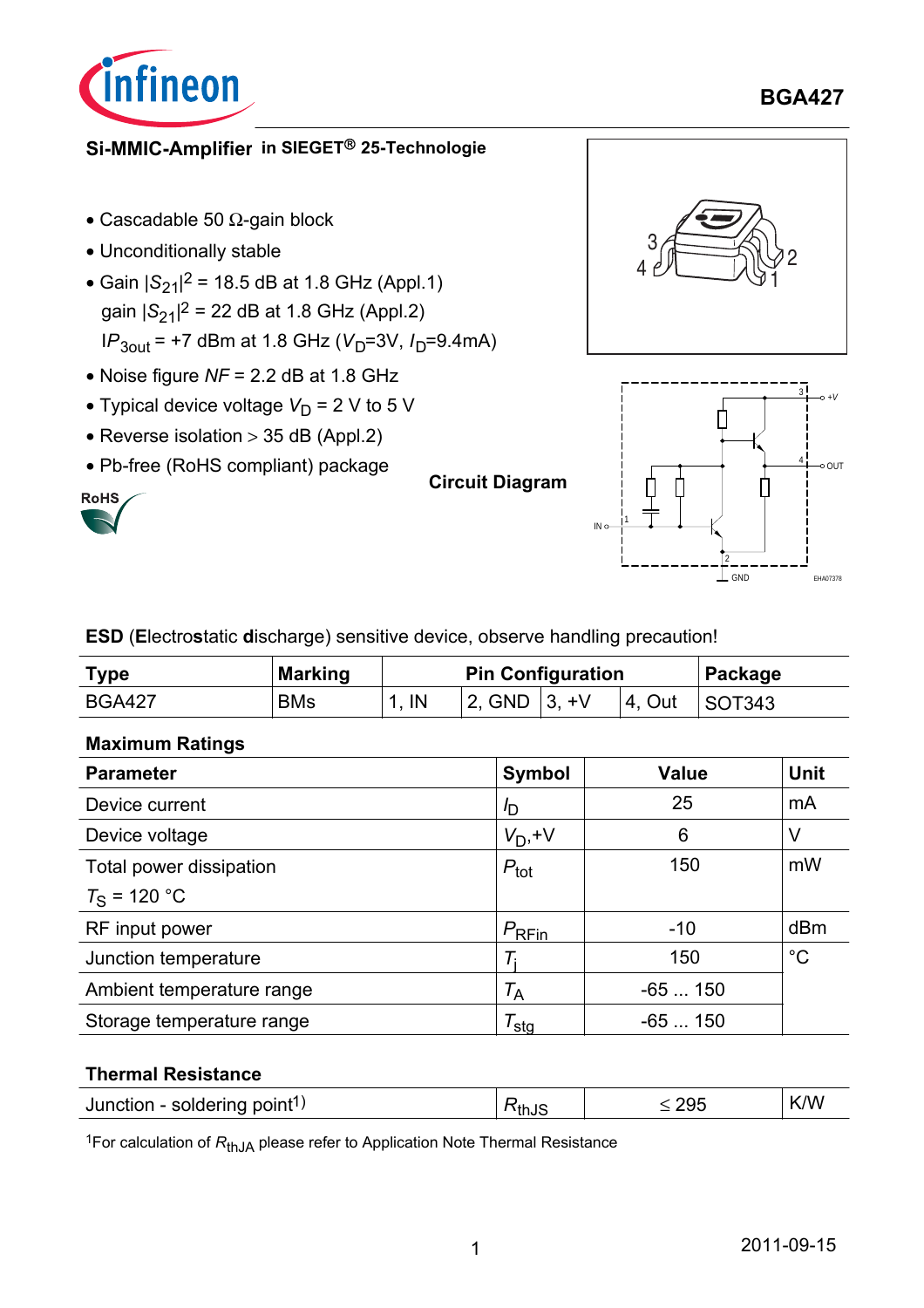# BGA427

## Si-MMIC-Amplifier in SIEGET® 25-Technologie

- Cascadable 50 Ω-gain block
- Unconditionally stable
- Gain $|S_{21}|^2$ = 18.5 dB at 1.8 GHz (Appl.1)
  gain $|S_{21}|^2$ = 22 dB at 1.8 GHz (Appl.2)
  $IP_{3out}$ = +7 dBm at 1.8 GHz ($V_D$=3V, $I_D$=9.4mA)
- Noise figure $NF$ = 2.2 dB at 1.8 GHz
- Typical device voltage $V_D$ = 2 V to 5 V
- Reverse isolation > 35 dB (Appl.2)
- Pb-free (RoHS compliant) package

RoHS

**Circuit Diagram**

**ESD** (**E**lectro**s**tatic **d**ischarge) sensitive device, observe handling precaution!

| Type | Marking | Pin Configuration | | | | Package |
|---|---|---|---|---|---|---|
| BGA427 | BMs | 1, IN | 2, GND | 3, +V | 4, Out | SOT343 |

**Maximum Ratings**

| Parameter | Symbol | Value | Unit |
|---|---|---|---|
| Device current | $I_D$ | 25 | mA |
| Device voltage | $V_D$,+V | 6 | V |
| Total power dissipation<br>$T_S$ = 120 °C | $P_{tot}$ | 150 | mW |
| RF input power | $P_{RFin}$ | -10 | dBm |
| Junction temperature | $T_j$ | 150 | °C |
| Ambient temperature range | $T_A$ | -65 ... 150 | |
| Storage temperature range | $T_{stg}$ | -65 ... 150 | |

**Thermal Resistance**

| | | | |
|---|---|---|---|
| Junction - soldering point[1] | $R_{thJS}$ | ≤ 295 | K/W |

[1]For calculation of $R_{thJA}$ please refer to Application Note Thermal Resistance

2011-09-15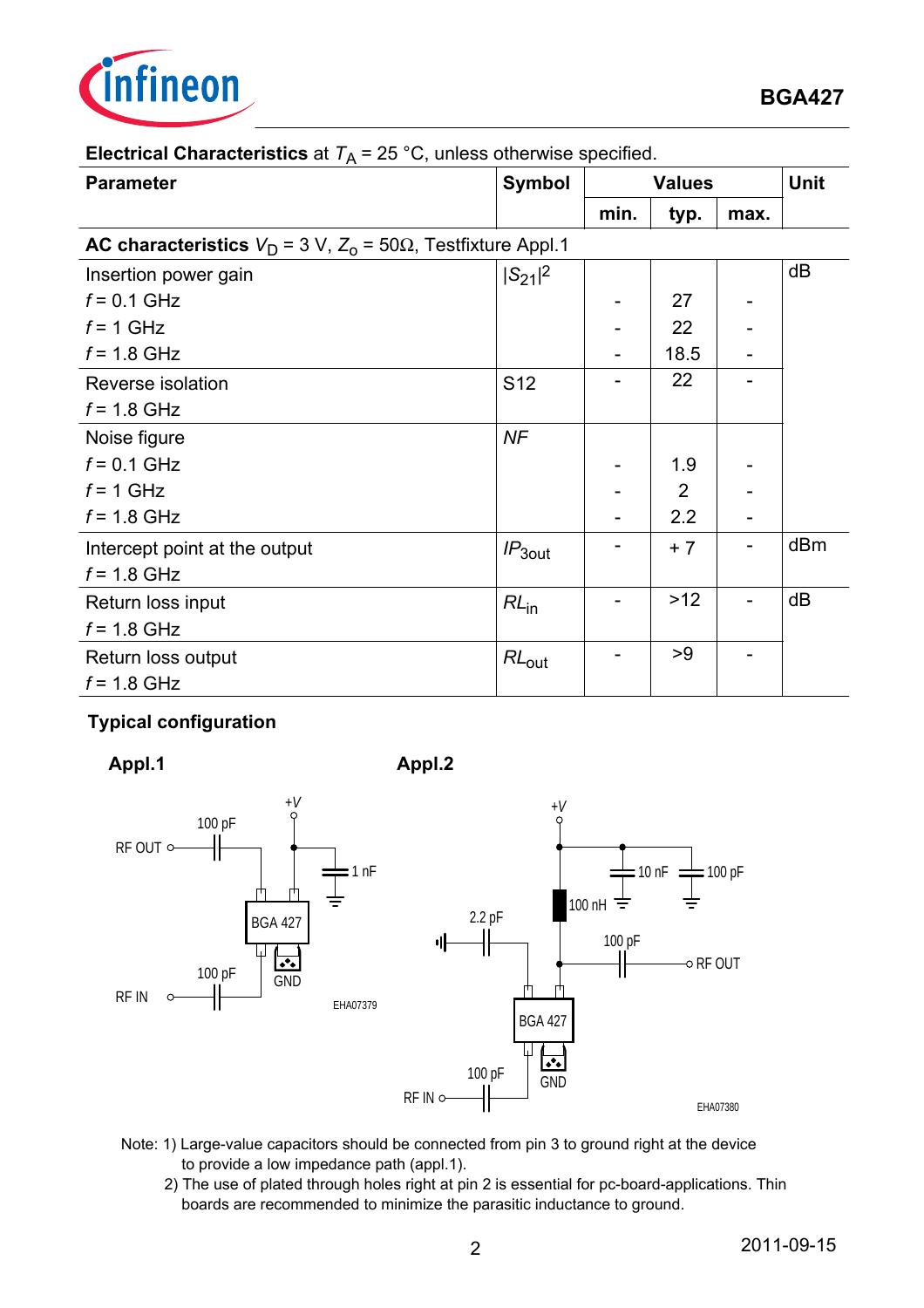**Electrical Characteristics** at $T_A$ = 25 °C, unless otherwise specified.

| Parameter | Symbol | Values | | | Unit |
|---|---|---|---|---|---|
| | | min. | typ. | max. | |
| **AC characteristics** $V_D$ = 3 V, $Z_o$ = 50Ω, Testfixture Appl.1 | | | | | |
| Insertion power gain | $\|S_{21}\|^2$ | | | | dB |
| $f$ = 0.1 GHz | | - | 27 | - | |
| $f$ = 1 GHz | | - | 22 | - | |
| $f$ = 1.8 GHz | | - | 18.5 | - | |
| Reverse isolation<br>$f$ = 1.8 GHz | S12 | - | 22 | - | |
| Noise figure | $NF$ | | | | |
| $f$ = 0.1 GHz | | - | 1.9 | - | |
| $f$ = 1 GHz | | - | 2 | - | |
| $f$ = 1.8 GHz | | - | 2.2 | - | |
| Intercept point at the output<br>$f$ = 1.8 GHz | $IP_{3out}$ | - | + 7 | - | dBm |
| Return loss input<br>$f$ = 1.8 GHz | $RL_{in}$ | - | >12 | - | dB |
| Return loss output<br>$f$ = 1.8 GHz | $RL_{out}$ | - | >9 | - | |

**Typical configuration**

**Appl.1**

**Appl.2**

Note: 1) Large-value capacitors should be connected from pin 3 to ground right at the device to provide a low impedance path (appl.1).

2) The use of plated through holes right at pin 2 is essential for pc-board-applications. Thin boards are recommended to minimize the parasitic inductance to ground.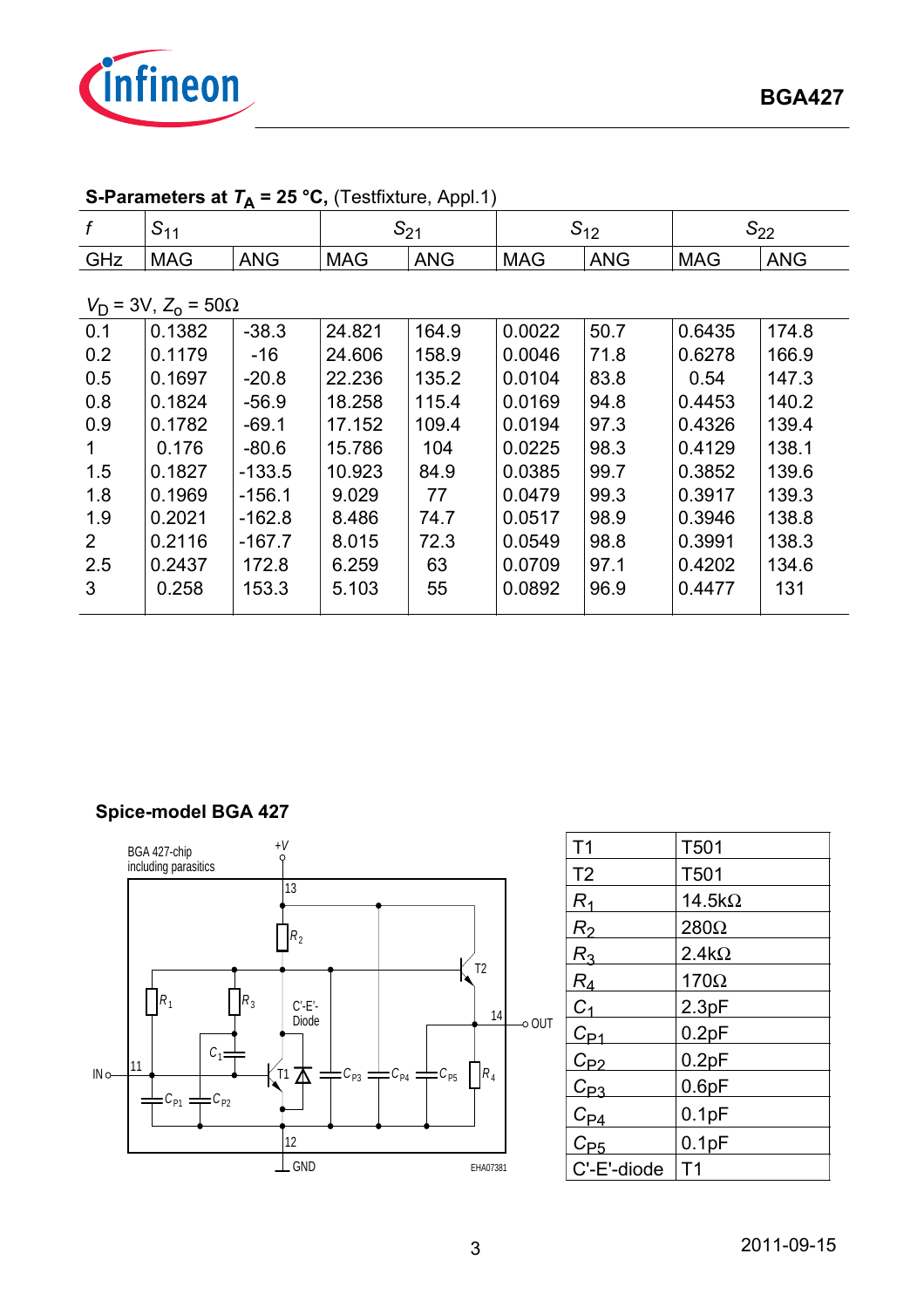**S-Parameters at $T_A$ = 25 °C,** (Testfixture, Appl.1)

| $f$ | $S_{11}$ | | $S_{21}$ | | $S_{12}$ | | $S_{22}$ | |
|---|---|---|---|---|---|---|---|---|
| GHz | MAG | ANG | MAG | ANG | MAG | ANG | MAG | ANG |
| $V_D$ = 3V, $Z_o$ = 50Ω | | | | | | | | |
| 0.1 | 0.1382 | -38.3 | 24.821 | 164.9 | 0.0022 | 50.7 | 0.6435 | 174.8 |
| 0.2 | 0.1179 | -16 | 24.606 | 158.9 | 0.0046 | 71.8 | 0.6278 | 166.9 |
| 0.5 | 0.1697 | -20.8 | 22.236 | 135.2 | 0.0104 | 83.8 | 0.54 | 147.3 |
| 0.8 | 0.1824 | -56.9 | 18.258 | 115.4 | 0.0169 | 94.8 | 0.4453 | 140.2 |
| 0.9 | 0.1782 | -69.1 | 17.152 | 109.4 | 0.0194 | 97.3 | 0.4326 | 139.4 |
| 1 | 0.176 | -80.6 | 15.786 | 104 | 0.0225 | 98.3 | 0.4129 | 138.1 |
| 1.5 | 0.1827 | -133.5 | 10.923 | 84.9 | 0.0385 | 99.7 | 0.3852 | 139.6 |
| 1.8 | 0.1969 | -156.1 | 9.029 | 77 | 0.0479 | 99.3 | 0.3917 | 139.3 |
| 1.9 | 0.2021 | -162.8 | 8.486 | 74.7 | 0.0517 | 98.9 | 0.3946 | 138.8 |
| 2 | 0.2116 | -167.7 | 8.015 | 72.3 | 0.0549 | 98.8 | 0.3991 | 138.3 |
| 2.5 | 0.2437 | 172.8 | 6.259 | 63 | 0.0709 | 97.1 | 0.4202 | 134.6 |
| 3 | 0.258 | 153.3 | 5.103 | 55 | 0.0892 | 96.9 | 0.4477 | 131 |

**Spice-model BGA 427**

| T1 | T501 |
|---|---|
| T2 | T501 |
| $R_1$ | 14.5kΩ |
| $R_2$ | 280Ω |
| $R_3$ | 2.4kΩ |
| $R_4$ | 170Ω |
| $C_1$ | 2.3pF |
| $C_{P1}$ | 0.2pF |
| $C_{P2}$ | 0.2pF |
| $C_{P3}$ | 0.6pF |
| $C_{P4}$ | 0.1pF |
| $C_{P5}$ | 0.1pF |
| C'-E'-diode | T1 |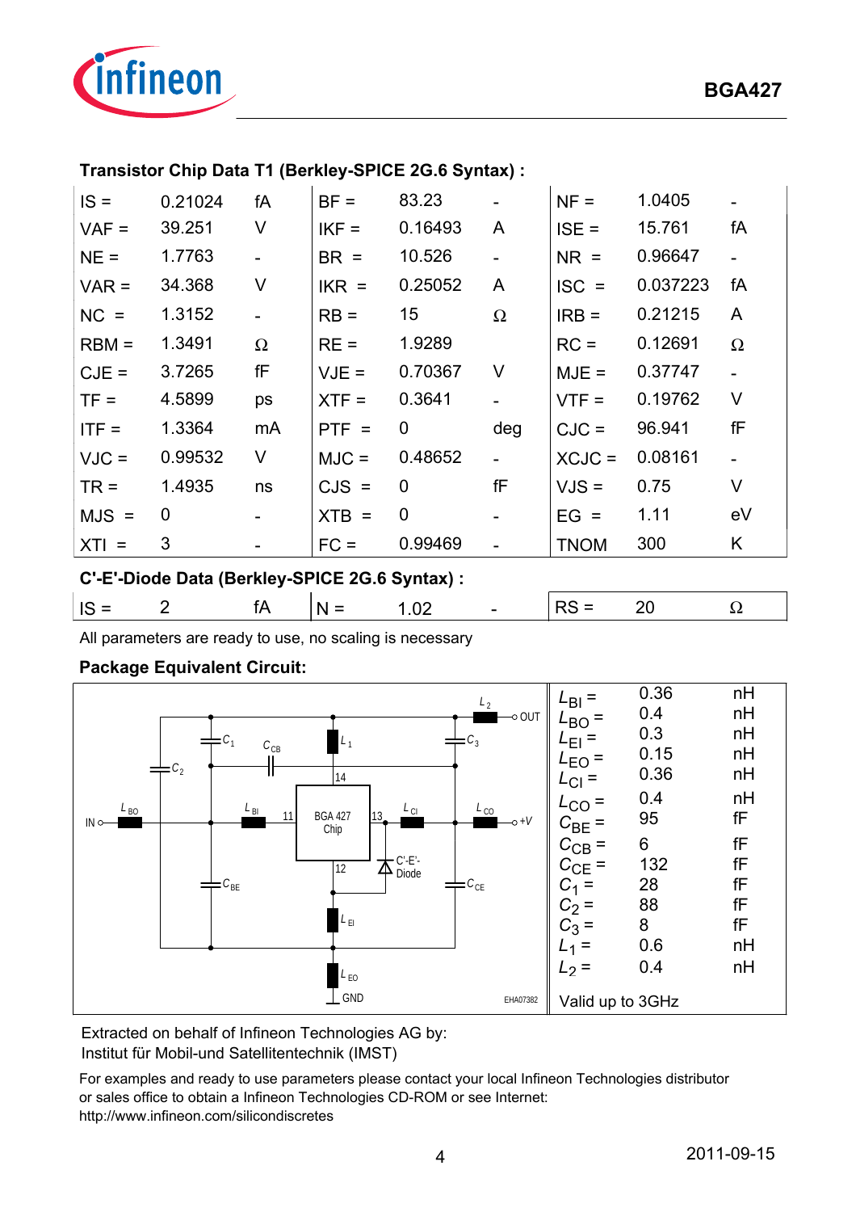**Transistor Chip Data T1 (Berkley-SPICE 2G.6 Syntax) :**

| | | | | | | | | |
|---|---|---|---|---|---|---|---|---|
| IS = | 0.21024 | fA | BF = | 83.23 | - | NF = | 1.0405 | - |
| VAF = | 39.251 | V | IKF = | 0.16493 | A | ISE = | 15.761 | fA |
| NE = | 1.7763 | - | BR = | 10.526 | - | NR = | 0.96647 | - |
| VAR = | 34.368 | V | IKR = | 0.25052 | A | ISC = | 0.037223 | fA |
| NC = | 1.3152 | - | RB = | 15 | Ω | IRB = | 0.21215 | A |
| RBM = | 1.3491 | Ω | RE = | 1.9289 | | RC = | 0.12691 | Ω |
| CJE = | 3.7265 | fF | VJE = | 0.70367 | V | MJE = | 0.37747 | - |
| TF = | 4.5899 | ps | XTF = | 0.3641 | - | VTF = | 0.19762 | V |
| ITF = | 1.3364 | mA | PTF = | 0 | deg | CJC = | 96.941 | fF |
| VJC = | 0.99532 | V | MJC = | 0.48652 | - | XCJC = | 0.08161 | - |
| TR = | 1.4935 | ns | CJS = | 0 | fF | VJS = | 0.75 | V |
| MJS = | 0 | - | XTB = | 0 | - | EG = | 1.11 | eV |
| XTI = | 3 | - | FC = | 0.99469 | - | TNOM | 300 | K |

**C'-E'-Diode Data (Berkley-SPICE 2G.6 Syntax) :**

| | | | | | | | | |
|---|---|---|---|---|---|---|---|---|
| IS = | 2 | fA | N = | 1.02 | - | RS = | 20 | Ω |

All parameters are ready to use, no scaling is necessary

**Package Equivalent Circuit:**

| | | |
|---|---|---|
| $L_{BI}$ = | 0.36 | nH |
| $L_{BO}$ = | 0.4 | nH |
| $L_{EI}$ = | 0.3 | nH |
| $L_{EO}$ = | 0.15 | nH |
| $L_{CI}$ = | 0.36 | nH |
| $L_{CO}$ = | 0.4 | nH |
| $C_{BE}$ = | 95 | fF |
| $C_{CB}$ = | 6 | fF |
| $C_{CE}$ = | 132 | fF |
| $C_1$ = | 28 | fF |
| $C_2$ = | 88 | fF |
| $C_3$ = | 8 | fF |
| $L_1$ = | 0.6 | nH |
| $L_2$ = | 0.4 | nH |

Valid up to 3GHz

Extracted on behalf of Infineon Technologies AG by:
Institut für Mobil-und Satellitentechnik (IMST)

For examples and ready to use parameters please contact your local Infineon Technologies distributor or sales office to obtain a Infineon Technologies CD-ROM or see Internet:
http://www.infineon.com/silicondiscretes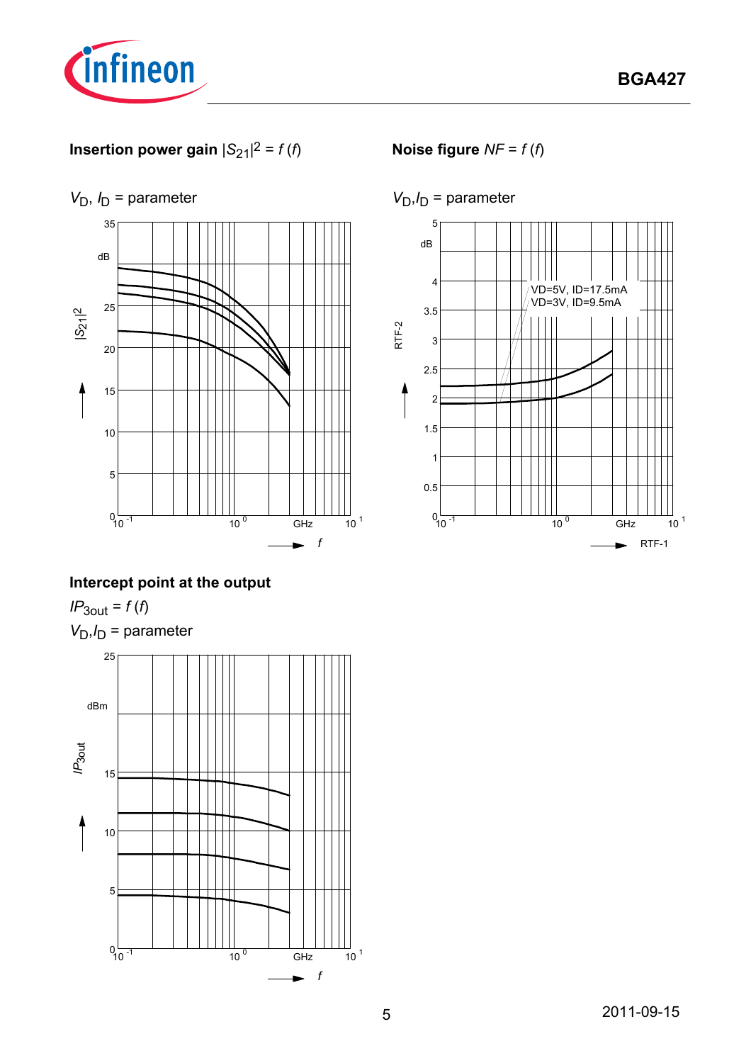**Insertion power gain** $|S_{21}|^2 = f(f)$

$V_D$, $I_D$ = parameter

**Noise figure** $NF = f(f)$

$V_D$,$I_D$ = parameter

VD=5V, ID=17.5mA
VD=3V, ID=9.5mA

**Intercept point at the output**

$IP_{3out} = f(f)$

$V_D$,$I_D$ = parameter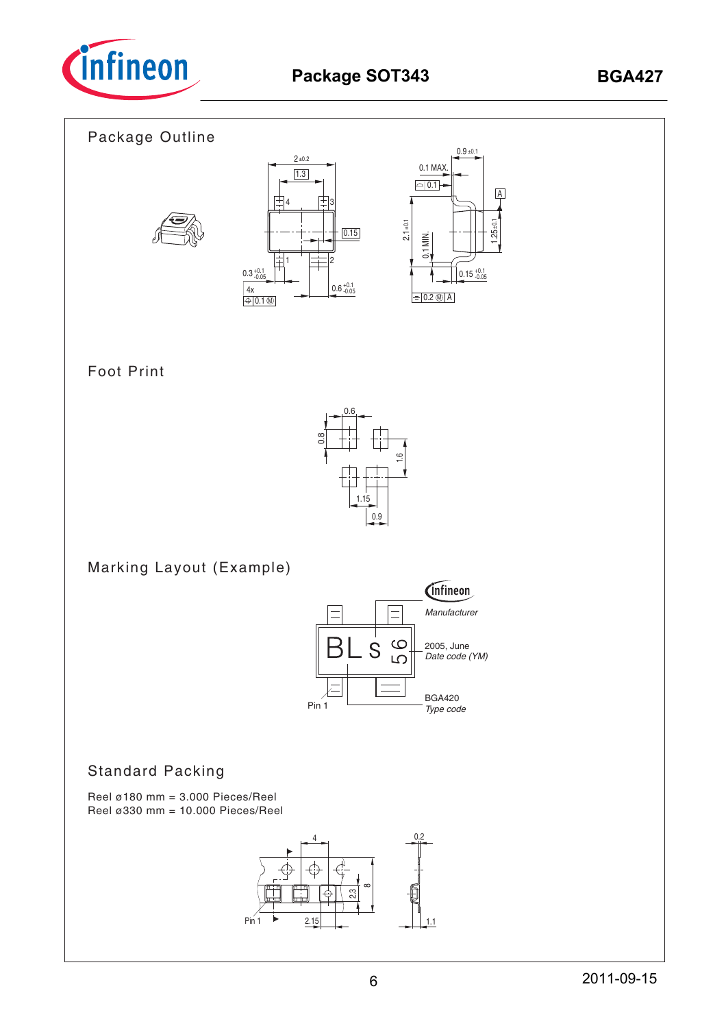# Package SOT343

## Package Outline

## Foot Print

## Marking Layout (Example)

## Standard Packing

Reel ø180 mm = 3.000 Pieces/Reel
Reel ø330 mm = 10.000 Pieces/Reel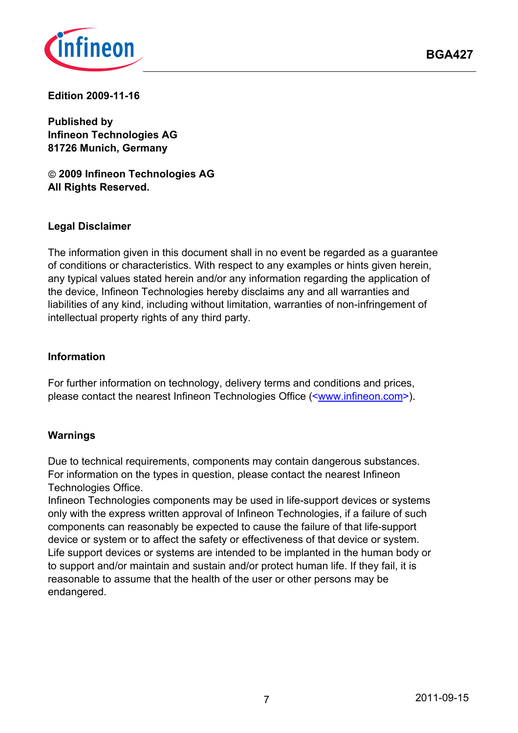**Edition 2009-11-16**

**Published by**
**Infineon Technologies AG**
**81726 Munich, Germany**

**© 2009 Infineon Technologies AG**
**All Rights Reserved.**

## Legal Disclaimer

The information given in this document shall in no event be regarded as a guarantee of conditions or characteristics. With respect to any examples or hints given herein, any typical values stated herein and/or any information regarding the application of the device, Infineon Technologies hereby disclaims any and all warranties and liabilities of any kind, including without limitation, warranties of non-infringement of intellectual property rights of any third party.

## Information

For further information on technology, delivery terms and conditions and prices, please contact the nearest Infineon Technologies Office (<www.infineon.com>).

## Warnings

Due to technical requirements, components may contain dangerous substances. For information on the types in question, please contact the nearest Infineon Technologies Office.
Infineon Technologies components may be used in life-support devices or systems only with the express written approval of Infineon Technologies, if a failure of such components can reasonably be expected to cause the failure of that life-support device or system or to affect the safety or effectiveness of that device or system. Life support devices or systems are intended to be implanted in the human body or to support and/or maintain and sustain and/or protect human life. If they fail, it is reasonable to assume that the health of the user or other persons may be endangered.